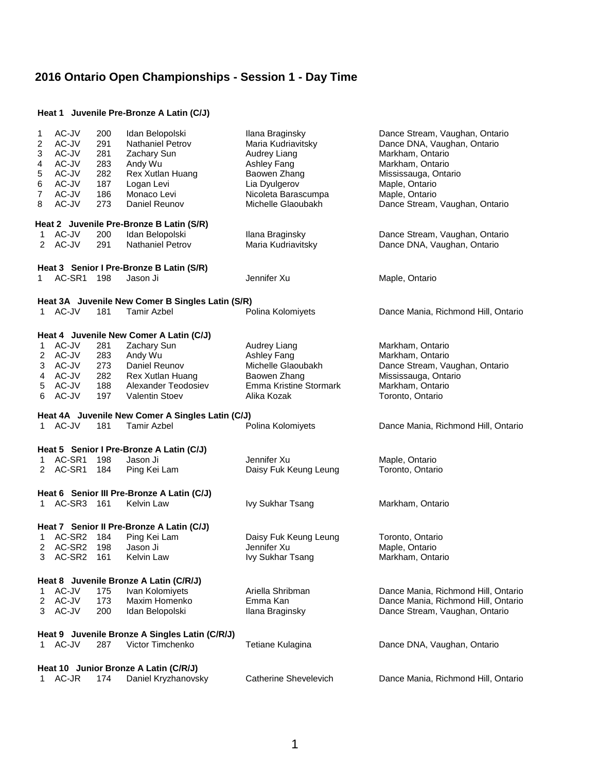# 2016 Ontario Open Championships - Session 1 - Day Time

### Heat 1 Juvenile Pre-Bronze A Latin (C/J)

| | | | | | |
|---|---|---|---|---|---|
| 1 | AC-JV | 200 | Idan Belopolski | Ilana Braginsky | Dance Stream, Vaughan, Ontario |
| 2 | AC-JV | 291 | Nathaniel Petrov | Maria Kudriavitsky | Dance DNA, Vaughan, Ontario |
| 3 | AC-JV | 281 | Zachary Sun | Audrey Liang | Markham, Ontario |
| 4 | AC-JV | 283 | Andy Wu | Ashley Fang | Markham, Ontario |
| 5 | AC-JV | 282 | Rex Xutlan Huang | Baowen Zhang | Mississauga, Ontario |
| 6 | AC-JV | 187 | Logan Levi | Lia Dyulgerov | Maple, Ontario |
| 7 | AC-JV | 186 | Monaco Levi | Nicoleta Barascumpa | Maple, Ontario |
| 8 | AC-JV | 273 | Daniel Reunov | Michelle Glaoubakh | Dance Stream, Vaughan, Ontario |

### Heat 2 Juvenile Pre-Bronze B Latin (S/R)

| | | | | | |
|---|---|---|---|---|---|
| 1 | AC-JV | 200 | Idan Belopolski | Ilana Braginsky | Dance Stream, Vaughan, Ontario |
| 2 | AC-JV | 291 | Nathaniel Petrov | Maria Kudriavitsky | Dance DNA, Vaughan, Ontario |

### Heat 3 Senior I Pre-Bronze B Latin (S/R)

| | | | | | |
|---|---|---|---|---|---|
| 1 | AC-SR1 | 198 | Jason Ji | Jennifer Xu | Maple, Ontario |

### Heat 3A Juvenile New Comer B Singles Latin (S/R)

| | | | | | |
|---|---|---|---|---|---|
| 1 | AC-JV | 181 | Tamir Azbel | Polina Kolomiyets | Dance Mania, Richmond Hill, Ontario |

### Heat 4 Juvenile New Comer A Latin (C/J)

| | | | | | |
|---|---|---|---|---|---|
| 1 | AC-JV | 281 | Zachary Sun | Audrey Liang | Markham, Ontario |
| 2 | AC-JV | 283 | Andy Wu | Ashley Fang | Markham, Ontario |
| 3 | AC-JV | 273 | Daniel Reunov | Michelle Glaoubakh | Dance Stream, Vaughan, Ontario |
| 4 | AC-JV | 282 | Rex Xutlan Huang | Baowen Zhang | Mississauga, Ontario |
| 5 | AC-JV | 188 | Alexander Teodosiev | Emma Kristine Stormark | Markham, Ontario |
| 6 | AC-JV | 197 | Valentin Stoev | Alika Kozak | Toronto, Ontario |

### Heat 4A Juvenile New Comer A Singles Latin (C/J)

| | | | | | |
|---|---|---|---|---|---|
| 1 | AC-JV | 181 | Tamir Azbel | Polina Kolomiyets | Dance Mania, Richmond Hill, Ontario |

### Heat 5 Senior I Pre-Bronze A Latin (C/J)

| | | | | | |
|---|---|---|---|---|---|
| 1 | AC-SR1 | 198 | Jason Ji | Jennifer Xu | Maple, Ontario |
| 2 | AC-SR1 | 184 | Ping Kei Lam | Daisy Fuk Keung Leung | Toronto, Ontario |

### Heat 6 Senior III Pre-Bronze A Latin (C/J)

| | | | | | |
|---|---|---|---|---|---|
| 1 | AC-SR3 | 161 | Kelvin Law | Ivy Sukhar Tsang | Markham, Ontario |

### Heat 7 Senior II Pre-Bronze A Latin (C/J)

| | | | | | |
|---|---|---|---|---|---|
| 1 | AC-SR2 | 184 | Ping Kei Lam | Daisy Fuk Keung Leung | Toronto, Ontario |
| 2 | AC-SR2 | 198 | Jason Ji | Jennifer Xu | Maple, Ontario |
| 3 | AC-SR2 | 161 | Kelvin Law | Ivy Sukhar Tsang | Markham, Ontario |

### Heat 8 Juvenile Bronze A Latin (C/R/J)

| | | | | | |
|---|---|---|---|---|---|
| 1 | AC-JV | 175 | Ivan Kolomiyets | Ariella Shribman | Dance Mania, Richmond Hill, Ontario |
| 2 | AC-JV | 173 | Maxim Homenko | Emma Kan | Dance Mania, Richmond Hill, Ontario |
| 3 | AC-JV | 200 | Idan Belopolski | Ilana Braginsky | Dance Stream, Vaughan, Ontario |

### Heat 9 Juvenile Bronze A Singles Latin (C/R/J)

| | | | | | |
|---|---|---|---|---|---|
| 1 | AC-JV | 287 | Victor Timchenko | Tetiane Kulagina | Dance DNA, Vaughan, Ontario |

### Heat 10 Junior Bronze A Latin (C/R/J)

| | | | | | |
|---|---|---|---|---|---|
| 1 | AC-JR | 174 | Daniel Kryzhanovsky | Catherine Shevelevich | Dance Mania, Richmond Hill, Ontario |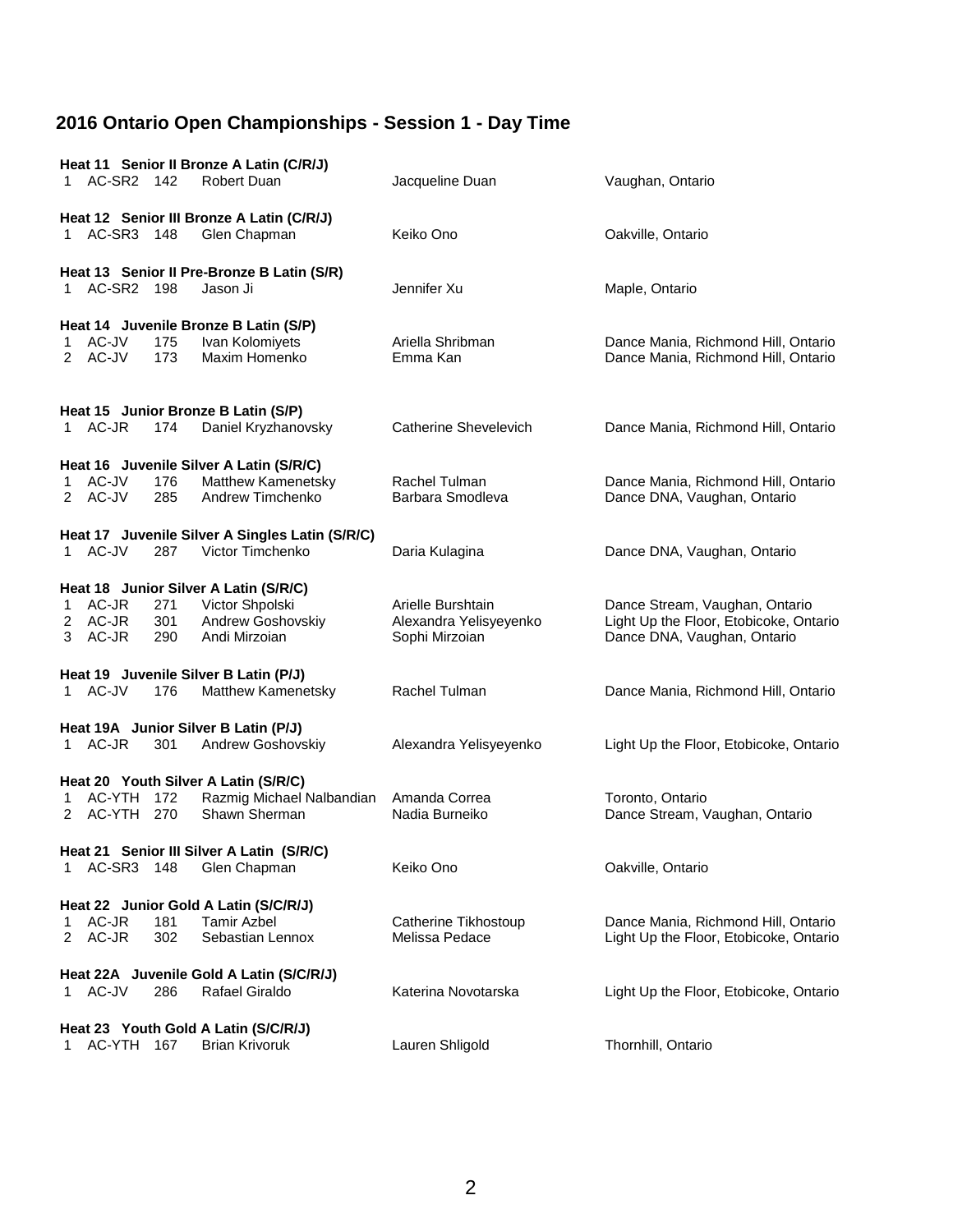## 2016 Ontario Open Championships - Session 1 - Day Time

**Heat 11 Senior II Bronze A Latin (C/R/J)**

| | | | | | |
|---|---|---|---|---|---|
| 1 | AC-SR2 | 142 | Robert Duan | Jacqueline Duan | Vaughan, Ontario |

**Heat 12 Senior III Bronze A Latin (C/R/J)**

| | | | | | |
|---|---|---|---|---|---|
| 1 | AC-SR3 | 148 | Glen Chapman | Keiko Ono | Oakville, Ontario |

**Heat 13 Senior II Pre-Bronze B Latin (S/R)**

| | | | | | |
|---|---|---|---|---|---|
| 1 | AC-SR2 | 198 | Jason Ji | Jennifer Xu | Maple, Ontario |

**Heat 14 Juvenile Bronze B Latin (S/P)**

| | | | | | |
|---|---|---|---|---|---|
| 1 | AC-JV | 175 | Ivan Kolomiyets | Ariella Shribman | Dance Mania, Richmond Hill, Ontario |
| 2 | AC-JV | 173 | Maxim Homenko | Emma Kan | Dance Mania, Richmond Hill, Ontario |

**Heat 15 Junior Bronze B Latin (S/P)**

| | | | | | |
|---|---|---|---|---|---|
| 1 | AC-JR | 174 | Daniel Kryzhanovsky | Catherine Shevelevich | Dance Mania, Richmond Hill, Ontario |

**Heat 16 Juvenile Silver A Latin (S/R/C)**

| | | | | | |
|---|---|---|---|---|---|
| 1 | AC-JV | 176 | Matthew Kamenetsky | Rachel Tulman | Dance Mania, Richmond Hill, Ontario |
| 2 | AC-JV | 285 | Andrew Timchenko | Barbara Smodleva | Dance DNA, Vaughan, Ontario |

**Heat 17 Juvenile Silver A Singles Latin (S/R/C)**

| | | | | | |
|---|---|---|---|---|---|
| 1 | AC-JV | 287 | Victor Timchenko | Daria Kulagina | Dance DNA, Vaughan, Ontario |

**Heat 18 Junior Silver A Latin (S/R/C)**

| | | | | | |
|---|---|---|---|---|---|
| 1 | AC-JR | 271 | Victor Shpolski | Arielle Burshtain | Dance Stream, Vaughan, Ontario |
| 2 | AC-JR | 301 | Andrew Goshovskiy | Alexandra Yelisyeyenko | Light Up the Floor, Etobicoke, Ontario |
| 3 | AC-JR | 290 | Andi Mirzoian | Sophi Mirzoian | Dance DNA, Vaughan, Ontario |

**Heat 19 Juvenile Silver B Latin (P/J)**

| | | | | | |
|---|---|---|---|---|---|
| 1 | AC-JV | 176 | Matthew Kamenetsky | Rachel Tulman | Dance Mania, Richmond Hill, Ontario |

**Heat 19A Junior Silver B Latin (P/J)**

| | | | | | |
|---|---|---|---|---|---|
| 1 | AC-JR | 301 | Andrew Goshovskiy | Alexandra Yelisyeyenko | Light Up the Floor, Etobicoke, Ontario |

**Heat 20 Youth Silver A Latin (S/R/C)**

| | | | | | |
|---|---|---|---|---|---|
| 1 | AC-YTH | 172 | Razmig Michael Nalbandian | Amanda Correa | Toronto, Ontario |
| 2 | AC-YTH | 270 | Shawn Sherman | Nadia Burneiko | Dance Stream, Vaughan, Ontario |

**Heat 21 Senior III Silver A Latin (S/R/C)**

| | | | | | |
|---|---|---|---|---|---|
| 1 | AC-SR3 | 148 | Glen Chapman | Keiko Ono | Oakville, Ontario |

**Heat 22 Junior Gold A Latin (S/C/R/J)**

| | | | | | |
|---|---|---|---|---|---|
| 1 | AC-JR | 181 | Tamir Azbel | Catherine Tikhostoup | Dance Mania, Richmond Hill, Ontario |
| 2 | AC-JR | 302 | Sebastian Lennox | Melissa Pedace | Light Up the Floor, Etobicoke, Ontario |

**Heat 22A Juvenile Gold A Latin (S/C/R/J)**

| | | | | | |
|---|---|---|---|---|---|
| 1 | AC-JV | 286 | Rafael Giraldo | Katerina Novotarska | Light Up the Floor, Etobicoke, Ontario |

**Heat 23 Youth Gold A Latin (S/C/R/J)**

| | | | | | |
|---|---|---|---|---|---|
| 1 | AC-YTH | 167 | Brian Krivoruk | Lauren Shligold | Thornhill, Ontario |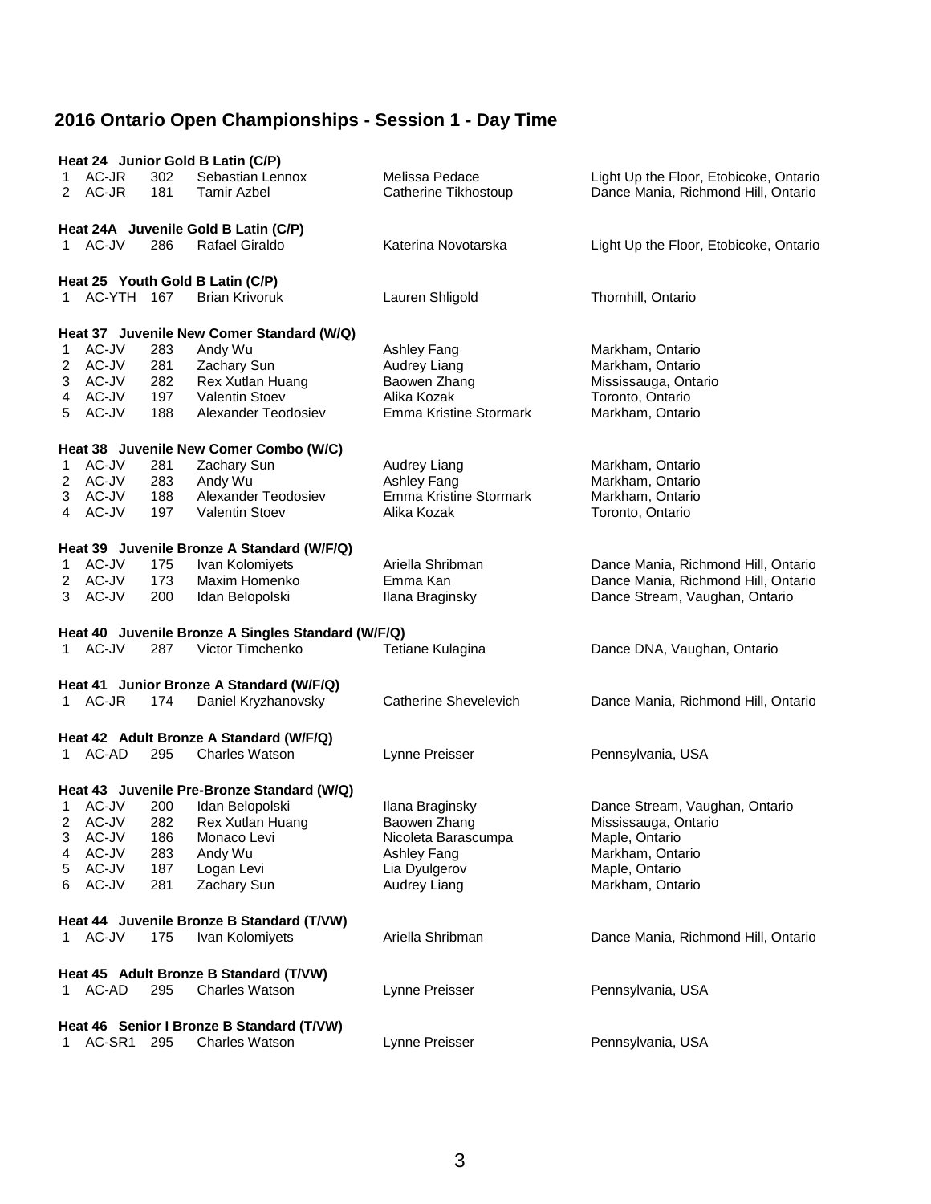## 2016 Ontario Open Championships - Session 1 - Day Time

**Heat 24 Junior Gold B Latin (C/P)**

| | | | | | |
|---|---|---|---|---|---|
| 1 | AC-JR | 302 | Sebastian Lennox | Melissa Pedace | Light Up the Floor, Etobicoke, Ontario |
| 2 | AC-JR | 181 | Tamir Azbel | Catherine Tikhostoup | Dance Mania, Richmond Hill, Ontario |

**Heat 24A Juvenile Gold B Latin (C/P)**

| | | | | | |
|---|---|---|---|---|---|
| 1 | AC-JV | 286 | Rafael Giraldo | Katerina Novotarska | Light Up the Floor, Etobicoke, Ontario |

**Heat 25 Youth Gold B Latin (C/P)**

| | | | | | |
|---|---|---|---|---|---|
| 1 | AC-YTH | 167 | Brian Krivoruk | Lauren Shligold | Thornhill, Ontario |

**Heat 37 Juvenile New Comer Standard (W/Q)**

| | | | | | |
|---|---|---|---|---|---|
| 1 | AC-JV | 283 | Andy Wu | Ashley Fang | Markham, Ontario |
| 2 | AC-JV | 281 | Zachary Sun | Audrey Liang | Markham, Ontario |
| 3 | AC-JV | 282 | Rex Xutlan Huang | Baowen Zhang | Mississauga, Ontario |
| 4 | AC-JV | 197 | Valentin Stoev | Alika Kozak | Toronto, Ontario |
| 5 | AC-JV | 188 | Alexander Teodosiev | Emma Kristine Stormark | Markham, Ontario |

**Heat 38 Juvenile New Comer Combo (W/C)**

| | | | | | |
|---|---|---|---|---|---|
| 1 | AC-JV | 281 | Zachary Sun | Audrey Liang | Markham, Ontario |
| 2 | AC-JV | 283 | Andy Wu | Ashley Fang | Markham, Ontario |
| 3 | AC-JV | 188 | Alexander Teodosiev | Emma Kristine Stormark | Markham, Ontario |
| 4 | AC-JV | 197 | Valentin Stoev | Alika Kozak | Toronto, Ontario |

**Heat 39 Juvenile Bronze A Standard (W/F/Q)**

| | | | | | |
|---|---|---|---|---|---|
| 1 | AC-JV | 175 | Ivan Kolomiyets | Ariella Shribman | Dance Mania, Richmond Hill, Ontario |
| 2 | AC-JV | 173 | Maxim Homenko | Emma Kan | Dance Mania, Richmond Hill, Ontario |
| 3 | AC-JV | 200 | Idan Belopolski | Ilana Braginsky | Dance Stream, Vaughan, Ontario |

**Heat 40 Juvenile Bronze A Singles Standard (W/F/Q)**

| | | | | | |
|---|---|---|---|---|---|
| 1 | AC-JV | 287 | Victor Timchenko | Tetiane Kulagina | Dance DNA, Vaughan, Ontario |

**Heat 41 Junior Bronze A Standard (W/F/Q)**

| | | | | | |
|---|---|---|---|---|---|
| 1 | AC-JR | 174 | Daniel Kryzhanovsky | Catherine Shevelevich | Dance Mania, Richmond Hill, Ontario |

**Heat 42 Adult Bronze A Standard (W/F/Q)**

| | | | | | |
|---|---|---|---|---|---|
| 1 | AC-AD | 295 | Charles Watson | Lynne Preisser | Pennsylvania, USA |

**Heat 43 Juvenile Pre-Bronze Standard (W/Q)**

| | | | | | |
|---|---|---|---|---|---|
| 1 | AC-JV | 200 | Idan Belopolski | Ilana Braginsky | Dance Stream, Vaughan, Ontario |
| 2 | AC-JV | 282 | Rex Xutlan Huang | Baowen Zhang | Mississauga, Ontario |
| 3 | AC-JV | 186 | Monaco Levi | Nicoleta Barascumpa | Maple, Ontario |
| 4 | AC-JV | 283 | Andy Wu | Ashley Fang | Markham, Ontario |
| 5 | AC-JV | 187 | Logan Levi | Lia Dyulgerov | Maple, Ontario |
| 6 | AC-JV | 281 | Zachary Sun | Audrey Liang | Markham, Ontario |

**Heat 44 Juvenile Bronze B Standard (T/VW)**

| | | | | | |
|---|---|---|---|---|---|
| 1 | AC-JV | 175 | Ivan Kolomiyets | Ariella Shribman | Dance Mania, Richmond Hill, Ontario |

**Heat 45 Adult Bronze B Standard (T/VW)**

| | | | | | |
|---|---|---|---|---|---|
| 1 | AC-AD | 295 | Charles Watson | Lynne Preisser | Pennsylvania, USA |

**Heat 46 Senior I Bronze B Standard (T/VW)**

| | | | | | |
|---|---|---|---|---|---|
| 1 | AC-SR1 | 295 | Charles Watson | Lynne Preisser | Pennsylvania, USA |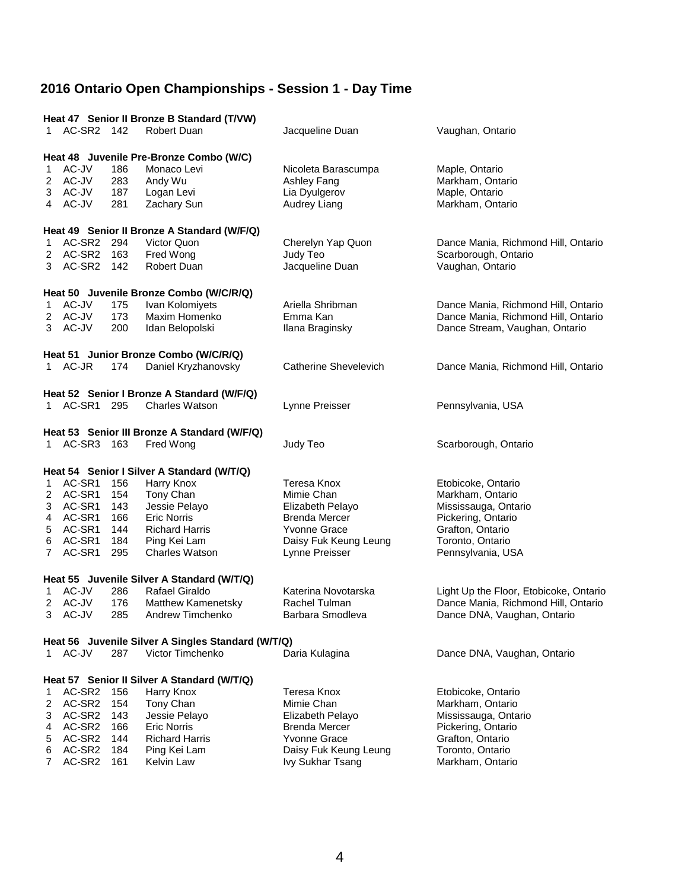# 2016 Ontario Open Championships - Session 1 - Day Time

**Heat 47 Senior II Bronze B Standard (T/VW)**

| | | | | | |
|---|---|---|---|---|---|
| 1 | AC-SR2 | 142 | Robert Duan | Jacqueline Duan | Vaughan, Ontario |

**Heat 48 Juvenile Pre-Bronze Combo (W/C)**

| | | | | | |
|---|---|---|---|---|---|
| 1 | AC-JV | 186 | Monaco Levi | Nicoleta Barascumpa | Maple, Ontario |
| 2 | AC-JV | 283 | Andy Wu | Ashley Fang | Markham, Ontario |
| 3 | AC-JV | 187 | Logan Levi | Lia Dyulgerov | Maple, Ontario |
| 4 | AC-JV | 281 | Zachary Sun | Audrey Liang | Markham, Ontario |

**Heat 49 Senior II Bronze A Standard (W/F/Q)**

| | | | | | |
|---|---|---|---|---|---|
| 1 | AC-SR2 | 294 | Victor Quon | Cherelyn Yap Quon | Dance Mania, Richmond Hill, Ontario |
| 2 | AC-SR2 | 163 | Fred Wong | Judy Teo | Scarborough, Ontario |
| 3 | AC-SR2 | 142 | Robert Duan | Jacqueline Duan | Vaughan, Ontario |

**Heat 50 Juvenile Bronze Combo (W/C/R/Q)**

| | | | | | |
|---|---|---|---|---|---|
| 1 | AC-JV | 175 | Ivan Kolomiyets | Ariella Shribman | Dance Mania, Richmond Hill, Ontario |
| 2 | AC-JV | 173 | Maxim Homenko | Emma Kan | Dance Mania, Richmond Hill, Ontario |
| 3 | AC-JV | 200 | Idan Belopolski | Ilana Braginsky | Dance Stream, Vaughan, Ontario |

**Heat 51 Junior Bronze Combo (W/C/R/Q)**

| | | | | | |
|---|---|---|---|---|---|
| 1 | AC-JR | 174 | Daniel Kryzhanovsky | Catherine Shevelevich | Dance Mania, Richmond Hill, Ontario |

**Heat 52 Senior I Bronze A Standard (W/F/Q)**

| | | | | | |
|---|---|---|---|---|---|
| 1 | AC-SR1 | 295 | Charles Watson | Lynne Preisser | Pennsylvania, USA |

**Heat 53 Senior III Bronze A Standard (W/F/Q)**

| | | | | | |
|---|---|---|---|---|---|
| 1 | AC-SR3 | 163 | Fred Wong | Judy Teo | Scarborough, Ontario |

**Heat 54 Senior I Silver A Standard (W/T/Q)**

| | | | | | |
|---|---|---|---|---|---|
| 1 | AC-SR1 | 156 | Harry Knox | Teresa Knox | Etobicoke, Ontario |
| 2 | AC-SR1 | 154 | Tony Chan | Mimie Chan | Markham, Ontario |
| 3 | AC-SR1 | 143 | Jessie Pelayo | Elizabeth Pelayo | Mississauga, Ontario |
| 4 | AC-SR1 | 166 | Eric Norris | Brenda Mercer | Pickering, Ontario |
| 5 | AC-SR1 | 144 | Richard Harris | Yvonne Grace | Grafton, Ontario |
| 6 | AC-SR1 | 184 | Ping Kei Lam | Daisy Fuk Keung Leung | Toronto, Ontario |
| 7 | AC-SR1 | 295 | Charles Watson | Lynne Preisser | Pennsylvania, USA |

**Heat 55 Juvenile Silver A Standard (W/T/Q)**

| | | | | | |
|---|---|---|---|---|---|
| 1 | AC-JV | 286 | Rafael Giraldo | Katerina Novotarska | Light Up the Floor, Etobicoke, Ontario |
| 2 | AC-JV | 176 | Matthew Kamenetsky | Rachel Tulman | Dance Mania, Richmond Hill, Ontario |
| 3 | AC-JV | 285 | Andrew Timchenko | Barbara Smodleva | Dance DNA, Vaughan, Ontario |

**Heat 56 Juvenile Silver A Singles Standard (W/T/Q)**

| | | | | | |
|---|---|---|---|---|---|
| 1 | AC-JV | 287 | Victor Timchenko | Daria Kulagina | Dance DNA, Vaughan, Ontario |

**Heat 57 Senior II Silver A Standard (W/T/Q)**

| | | | | | |
|---|---|---|---|---|---|
| 1 | AC-SR2 | 156 | Harry Knox | Teresa Knox | Etobicoke, Ontario |
| 2 | AC-SR2 | 154 | Tony Chan | Mimie Chan | Markham, Ontario |
| 3 | AC-SR2 | 143 | Jessie Pelayo | Elizabeth Pelayo | Mississauga, Ontario |
| 4 | AC-SR2 | 166 | Eric Norris | Brenda Mercer | Pickering, Ontario |
| 5 | AC-SR2 | 144 | Richard Harris | Yvonne Grace | Grafton, Ontario |
| 6 | AC-SR2 | 184 | Ping Kei Lam | Daisy Fuk Keung Leung | Toronto, Ontario |
| 7 | AC-SR2 | 161 | Kelvin Law | Ivy Sukhar Tsang | Markham, Ontario |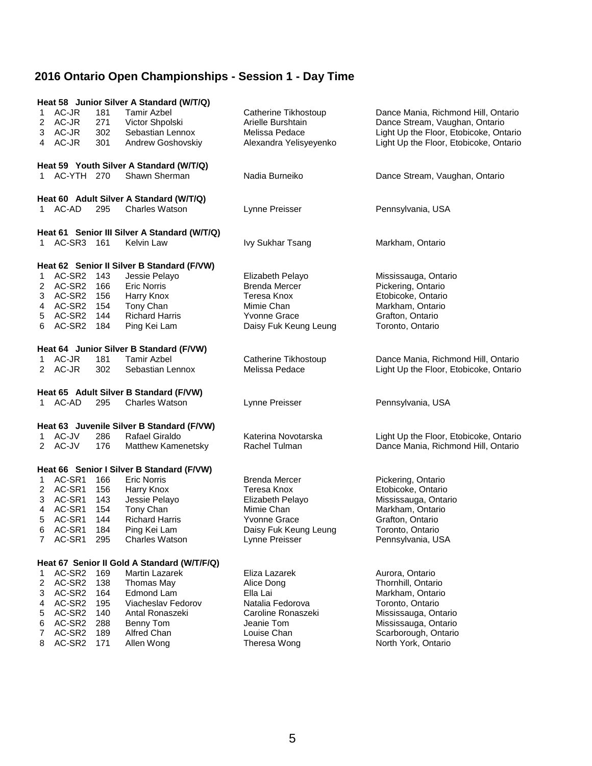# 2016 Ontario Open Championships - Session 1 - Day Time

### Heat 58 Junior Silver A Standard (W/T/Q)

| | | | | | |
|---|---|---|---|---|---|
| 1 | AC-JR | 181 | Tamir Azbel | Catherine Tikhostoup | Dance Mania, Richmond Hill, Ontario |
| 2 | AC-JR | 271 | Victor Shpolski | Arielle Burshtain | Dance Stream, Vaughan, Ontario |
| 3 | AC-JR | 302 | Sebastian Lennox | Melissa Pedace | Light Up the Floor, Etobicoke, Ontario |
| 4 | AC-JR | 301 | Andrew Goshovskiy | Alexandra Yelisyeyenko | Light Up the Floor, Etobicoke, Ontario |

### Heat 59 Youth Silver A Standard (W/T/Q)

| | | | | | |
|---|---|---|---|---|---|
| 1 | AC-YTH | 270 | Shawn Sherman | Nadia Burneiko | Dance Stream, Vaughan, Ontario |

### Heat 60 Adult Silver A Standard (W/T/Q)

| | | | | | |
|---|---|---|---|---|---|
| 1 | AC-AD | 295 | Charles Watson | Lynne Preisser | Pennsylvania, USA |

### Heat 61 Senior III Silver A Standard (W/T/Q)

| | | | | | |
|---|---|---|---|---|---|
| 1 | AC-SR3 | 161 | Kelvin Law | Ivy Sukhar Tsang | Markham, Ontario |

### Heat 62 Senior II Silver B Standard (F/VW)

| | | | | | |
|---|---|---|---|---|---|
| 1 | AC-SR2 | 143 | Jessie Pelayo | Elizabeth Pelayo | Mississauga, Ontario |
| 2 | AC-SR2 | 166 | Eric Norris | Brenda Mercer | Pickering, Ontario |
| 3 | AC-SR2 | 156 | Harry Knox | Teresa Knox | Etobicoke, Ontario |
| 4 | AC-SR2 | 154 | Tony Chan | Mimie Chan | Markham, Ontario |
| 5 | AC-SR2 | 144 | Richard Harris | Yvonne Grace | Grafton, Ontario |
| 6 | AC-SR2 | 184 | Ping Kei Lam | Daisy Fuk Keung Leung | Toronto, Ontario |

### Heat 64 Junior Silver B Standard (F/VW)

| | | | | | |
|---|---|---|---|---|---|
| 1 | AC-JR | 181 | Tamir Azbel | Catherine Tikhostoup | Dance Mania, Richmond Hill, Ontario |
| 2 | AC-JR | 302 | Sebastian Lennox | Melissa Pedace | Light Up the Floor, Etobicoke, Ontario |

### Heat 65 Adult Silver B Standard (F/VW)

| | | | | | |
|---|---|---|---|---|---|
| 1 | AC-AD | 295 | Charles Watson | Lynne Preisser | Pennsylvania, USA |

### Heat 63 Juvenile Silver B Standard (F/VW)

| | | | | | |
|---|---|---|---|---|---|
| 1 | AC-JV | 286 | Rafael Giraldo | Katerina Novotarska | Light Up the Floor, Etobicoke, Ontario |
| 2 | AC-JV | 176 | Matthew Kamenetsky | Rachel Tulman | Dance Mania, Richmond Hill, Ontario |

### Heat 66 Senior I Silver B Standard (F/VW)

| | | | | | |
|---|---|---|---|---|---|
| 1 | AC-SR1 | 166 | Eric Norris | Brenda Mercer | Pickering, Ontario |
| 2 | AC-SR1 | 156 | Harry Knox | Teresa Knox | Etobicoke, Ontario |
| 3 | AC-SR1 | 143 | Jessie Pelayo | Elizabeth Pelayo | Mississauga, Ontario |
| 4 | AC-SR1 | 154 | Tony Chan | Mimie Chan | Markham, Ontario |
| 5 | AC-SR1 | 144 | Richard Harris | Yvonne Grace | Grafton, Ontario |
| 6 | AC-SR1 | 184 | Ping Kei Lam | Daisy Fuk Keung Leung | Toronto, Ontario |
| 7 | AC-SR1 | 295 | Charles Watson | Lynne Preisser | Pennsylvania, USA |

### Heat 67 Senior II Gold A Standard (W/T/F/Q)

| | | | | | |
|---|---|---|---|---|---|
| 1 | AC-SR2 | 169 | Martin Lazarek | Eliza Lazarek | Aurora, Ontario |
| 2 | AC-SR2 | 138 | Thomas May | Alice Dong | Thornhill, Ontario |
| 3 | AC-SR2 | 164 | Edmond Lam | Ella Lai | Markham, Ontario |
| 4 | AC-SR2 | 195 | Viacheslav Fedorov | Natalia Fedorova | Toronto, Ontario |
| 5 | AC-SR2 | 140 | Antal Ronaszeki | Caroline Ronaszeki | Mississauga, Ontario |
| 6 | AC-SR2 | 288 | Benny Tom | Jeanie Tom | Mississauga, Ontario |
| 7 | AC-SR2 | 189 | Alfred Chan | Louise Chan | Scarborough, Ontario |
| 8 | AC-SR2 | 171 | Allen Wong | Theresa Wong | North York, Ontario |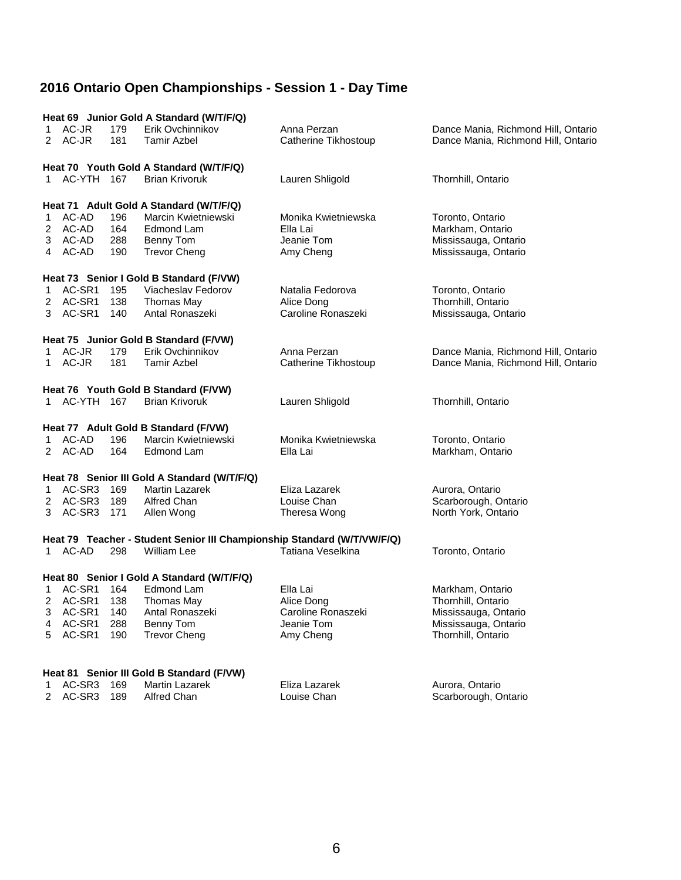# 2016 Ontario Open Championships - Session 1 - Day Time

### Heat 69 Junior Gold A Standard (W/T/F/Q)

| | | | | | |
|---|---|---|---|---|---|
| 1 | AC-JR | 179 | Erik Ovchinnikov | Anna Perzan | Dance Mania, Richmond Hill, Ontario |
| 2 | AC-JR | 181 | Tamir Azbel | Catherine Tikhostoup | Dance Mania, Richmond Hill, Ontario |

### Heat 70 Youth Gold A Standard (W/T/F/Q)

| | | | | | |
|---|---|---|---|---|---|
| 1 | AC-YTH | 167 | Brian Krivoruk | Lauren Shligold | Thornhill, Ontario |

### Heat 71 Adult Gold A Standard (W/T/F/Q)

| | | | | | |
|---|---|---|---|---|---|
| 1 | AC-AD | 196 | Marcin Kwietniewski | Monika Kwietniewska | Toronto, Ontario |
| 2 | AC-AD | 164 | Edmond Lam | Ella Lai | Markham, Ontario |
| 3 | AC-AD | 288 | Benny Tom | Jeanie Tom | Mississauga, Ontario |
| 4 | AC-AD | 190 | Trevor Cheng | Amy Cheng | Mississauga, Ontario |

### Heat 73 Senior I Gold B Standard (F/VW)

| | | | | | |
|---|---|---|---|---|---|
| 1 | AC-SR1 | 195 | Viacheslav Fedorov | Natalia Fedorova | Toronto, Ontario |
| 2 | AC-SR1 | 138 | Thomas May | Alice Dong | Thornhill, Ontario |
| 3 | AC-SR1 | 140 | Antal Ronaszeki | Caroline Ronaszeki | Mississauga, Ontario |

### Heat 75 Junior Gold B Standard (F/VW)

| | | | | | |
|---|---|---|---|---|---|
| 1 | AC-JR | 179 | Erik Ovchinnikov | Anna Perzan | Dance Mania, Richmond Hill, Ontario |
| 1 | AC-JR | 181 | Tamir Azbel | Catherine Tikhostoup | Dance Mania, Richmond Hill, Ontario |

### Heat 76 Youth Gold B Standard (F/VW)

| | | | | | |
|---|---|---|---|---|---|
| 1 | AC-YTH | 167 | Brian Krivoruk | Lauren Shligold | Thornhill, Ontario |

### Heat 77 Adult Gold B Standard (F/VW)

| | | | | | |
|---|---|---|---|---|---|
| 1 | AC-AD | 196 | Marcin Kwietniewski | Monika Kwietniewska | Toronto, Ontario |
| 2 | AC-AD | 164 | Edmond Lam | Ella Lai | Markham, Ontario |

### Heat 78 Senior III Gold A Standard (W/T/F/Q)

| | | | | | |
|---|---|---|---|---|---|
| 1 | AC-SR3 | 169 | Martin Lazarek | Eliza Lazarek | Aurora, Ontario |
| 2 | AC-SR3 | 189 | Alfred Chan | Louise Chan | Scarborough, Ontario |
| 3 | AC-SR3 | 171 | Allen Wong | Theresa Wong | North York, Ontario |

### Heat 79 Teacher - Student Senior III Championship Standard (W/T/VW/F/Q)

| | | | | | |
|---|---|---|---|---|---|
| 1 | AC-AD | 298 | William Lee | Tatiana Veselkina | Toronto, Ontario |

### Heat 80 Senior I Gold A Standard (W/T/F/Q)

| | | | | | |
|---|---|---|---|---|---|
| 1 | AC-SR1 | 164 | Edmond Lam | Ella Lai | Markham, Ontario |
| 2 | AC-SR1 | 138 | Thomas May | Alice Dong | Thornhill, Ontario |
| 3 | AC-SR1 | 140 | Antal Ronaszeki | Caroline Ronaszeki | Mississauga, Ontario |
| 4 | AC-SR1 | 288 | Benny Tom | Jeanie Tom | Mississauga, Ontario |
| 5 | AC-SR1 | 190 | Trevor Cheng | Amy Cheng | Thornhill, Ontario |

### Heat 81 Senior III Gold B Standard (F/VW)

| | | | | | |
|---|---|---|---|---|---|
| 1 | AC-SR3 | 169 | Martin Lazarek | Eliza Lazarek | Aurora, Ontario |
| 2 | AC-SR3 | 189 | Alfred Chan | Louise Chan | Scarborough, Ontario |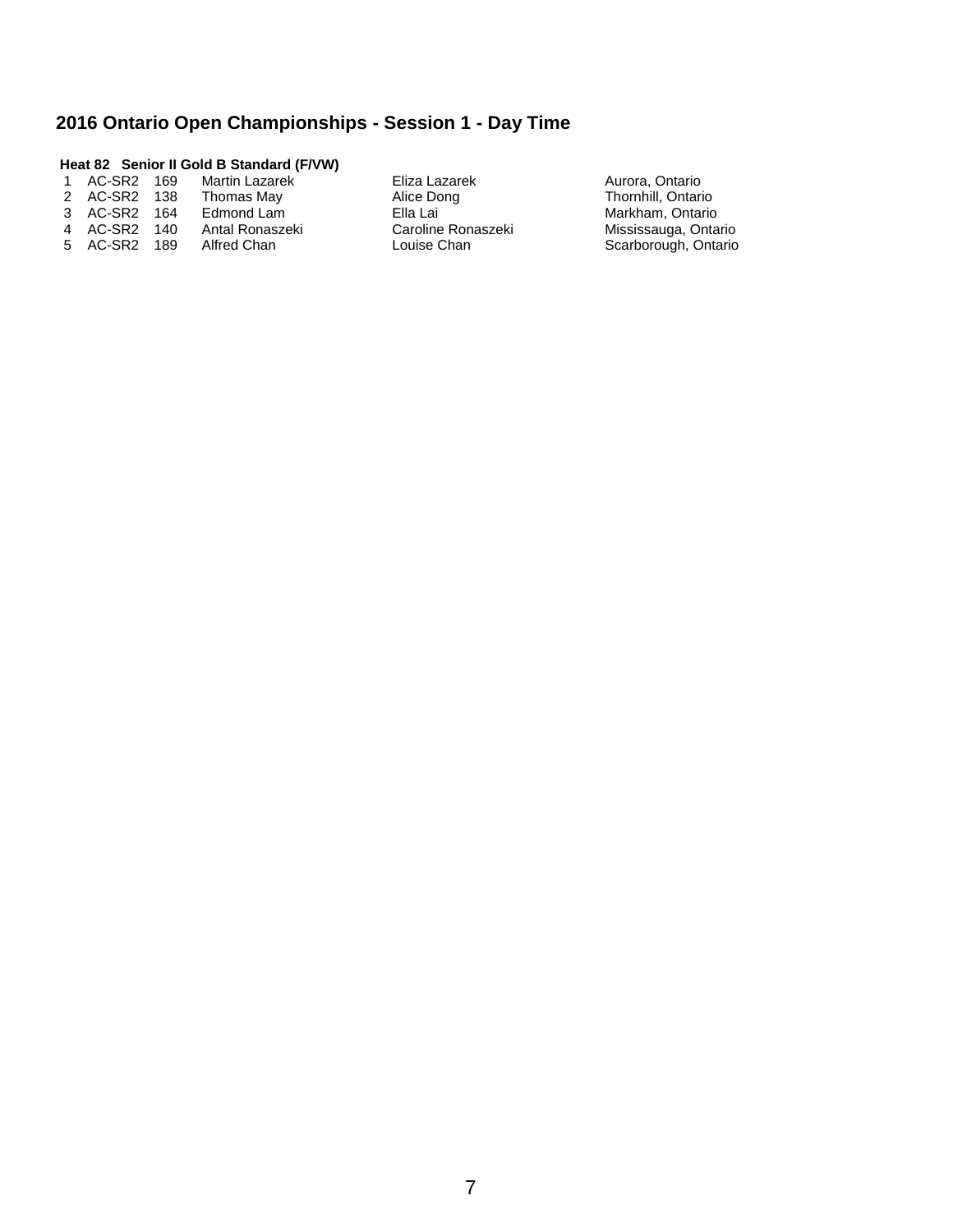## 2016 Ontario Open Championships - Session 1 - Day Time

**Heat 82 Senior II Gold B Standard (F/VW)**

| | | | | | |
|---|---|---|---|---|---|
| 1 | AC-SR2 | 169 | Martin Lazarek | Eliza Lazarek | Aurora, Ontario |
| 2 | AC-SR2 | 138 | Thomas May | Alice Dong | Thornhill, Ontario |
| 3 | AC-SR2 | 164 | Edmond Lam | Ella Lai | Markham, Ontario |
| 4 | AC-SR2 | 140 | Antal Ronaszeki | Caroline Ronaszeki | Mississauga, Ontario |
| 5 | AC-SR2 | 189 | Alfred Chan | Louise Chan | Scarborough, Ontario |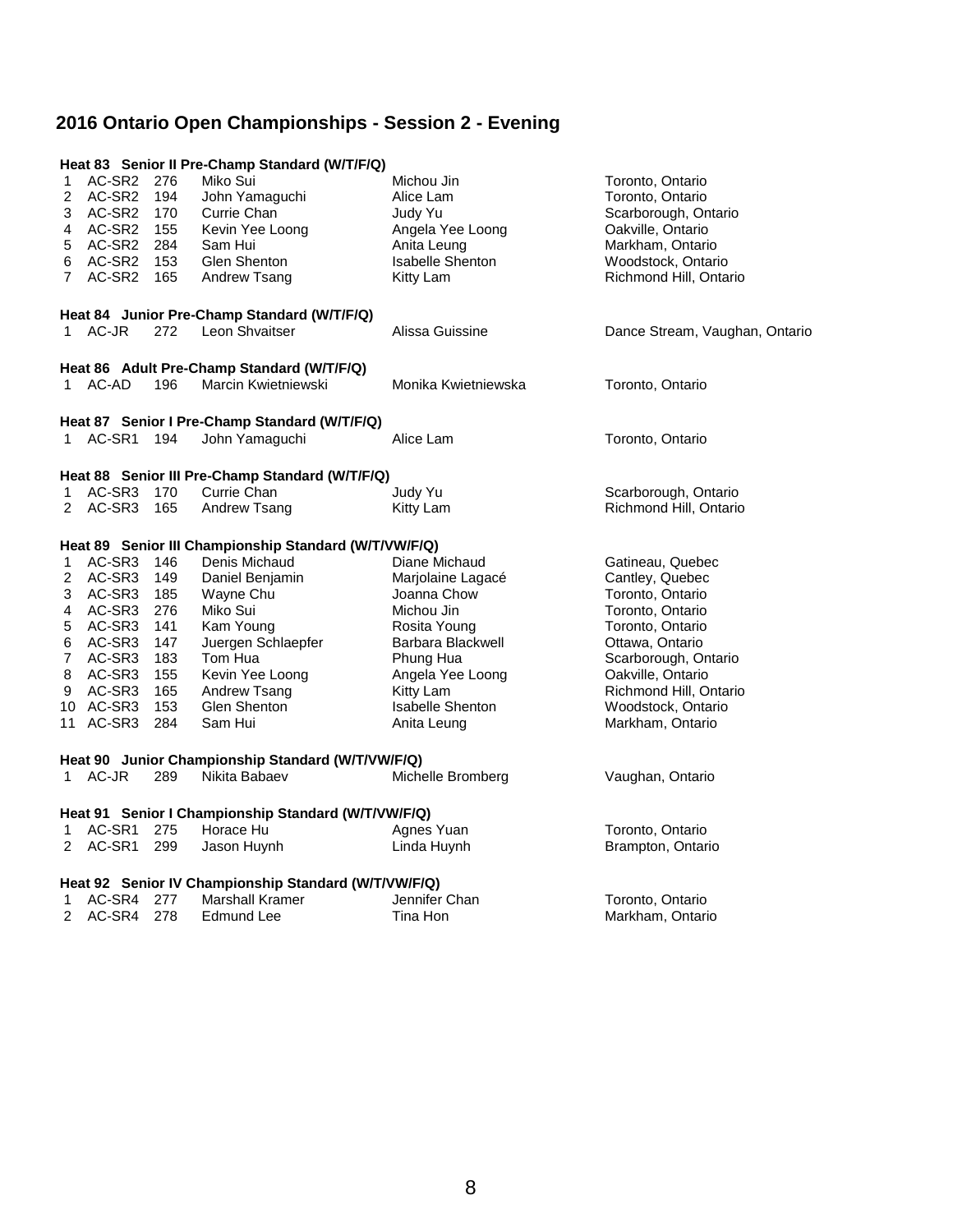## 2016 Ontario Open Championships - Session 2 - Evening

**Heat 83 Senior II Pre-Champ Standard (W/T/F/Q)**

| | | | | | |
|---|---|---|---|---|---|
| 1 | AC-SR2 | 276 | Miko Sui | Michou Jin | Toronto, Ontario |
| 2 | AC-SR2 | 194 | John Yamaguchi | Alice Lam | Toronto, Ontario |
| 3 | AC-SR2 | 170 | Currie Chan | Judy Yu | Scarborough, Ontario |
| 4 | AC-SR2 | 155 | Kevin Yee Loong | Angela Yee Loong | Oakville, Ontario |
| 5 | AC-SR2 | 284 | Sam Hui | Anita Leung | Markham, Ontario |
| 6 | AC-SR2 | 153 | Glen Shenton | Isabelle Shenton | Woodstock, Ontario |
| 7 | AC-SR2 | 165 | Andrew Tsang | Kitty Lam | Richmond Hill, Ontario |

**Heat 84 Junior Pre-Champ Standard (W/T/F/Q)**

| | | | | | |
|---|---|---|---|---|---|
| 1 | AC-JR | 272 | Leon Shvaitser | Alissa Guissine | Dance Stream, Vaughan, Ontario |

**Heat 86 Adult Pre-Champ Standard (W/T/F/Q)**

| | | | | | |
|---|---|---|---|---|---|
| 1 | AC-AD | 196 | Marcin Kwietniewski | Monika Kwietniewska | Toronto, Ontario |

**Heat 87 Senior I Pre-Champ Standard (W/T/F/Q)**

| | | | | | |
|---|---|---|---|---|---|
| 1 | AC-SR1 | 194 | John Yamaguchi | Alice Lam | Toronto, Ontario |

**Heat 88 Senior III Pre-Champ Standard (W/T/F/Q)**

| | | | | | |
|---|---|---|---|---|---|
| 1 | AC-SR3 | 170 | Currie Chan | Judy Yu | Scarborough, Ontario |
| 2 | AC-SR3 | 165 | Andrew Tsang | Kitty Lam | Richmond Hill, Ontario |

**Heat 89 Senior III Championship Standard (W/T/VW/F/Q)**

| | | | | | |
|---|---|---|---|---|---|
| 1 | AC-SR3 | 146 | Denis Michaud | Diane Michaud | Gatineau, Quebec |
| 2 | AC-SR3 | 149 | Daniel Benjamin | Marjolaine Lagacé | Cantley, Quebec |
| 3 | AC-SR3 | 185 | Wayne Chu | Joanna Chow | Toronto, Ontario |
| 4 | AC-SR3 | 276 | Miko Sui | Michou Jin | Toronto, Ontario |
| 5 | AC-SR3 | 141 | Kam Young | Rosita Young | Toronto, Ontario |
| 6 | AC-SR3 | 147 | Juergen Schlaepfer | Barbara Blackwell | Ottawa, Ontario |
| 7 | AC-SR3 | 183 | Tom Hua | Phung Hua | Scarborough, Ontario |
| 8 | AC-SR3 | 155 | Kevin Yee Loong | Angela Yee Loong | Oakville, Ontario |
| 9 | AC-SR3 | 165 | Andrew Tsang | Kitty Lam | Richmond Hill, Ontario |
| 10 | AC-SR3 | 153 | Glen Shenton | Isabelle Shenton | Woodstock, Ontario |
| 11 | AC-SR3 | 284 | Sam Hui | Anita Leung | Markham, Ontario |

**Heat 90 Junior Championship Standard (W/T/VW/F/Q)**

| | | | | | |
|---|---|---|---|---|---|
| 1 | AC-JR | 289 | Nikita Babaev | Michelle Bromberg | Vaughan, Ontario |

**Heat 91 Senior I Championship Standard (W/T/VW/F/Q)**

| | | | | | |
|---|---|---|---|---|---|
| 1 | AC-SR1 | 275 | Horace Hu | Agnes Yuan | Toronto, Ontario |
| 2 | AC-SR1 | 299 | Jason Huynh | Linda Huynh | Brampton, Ontario |

**Heat 92 Senior IV Championship Standard (W/T/VW/F/Q)**

| | | | | | |
|---|---|---|---|---|---|
| 1 | AC-SR4 | 277 | Marshall Kramer | Jennifer Chan | Toronto, Ontario |
| 2 | AC-SR4 | 278 | Edmund Lee | Tina Hon | Markham, Ontario |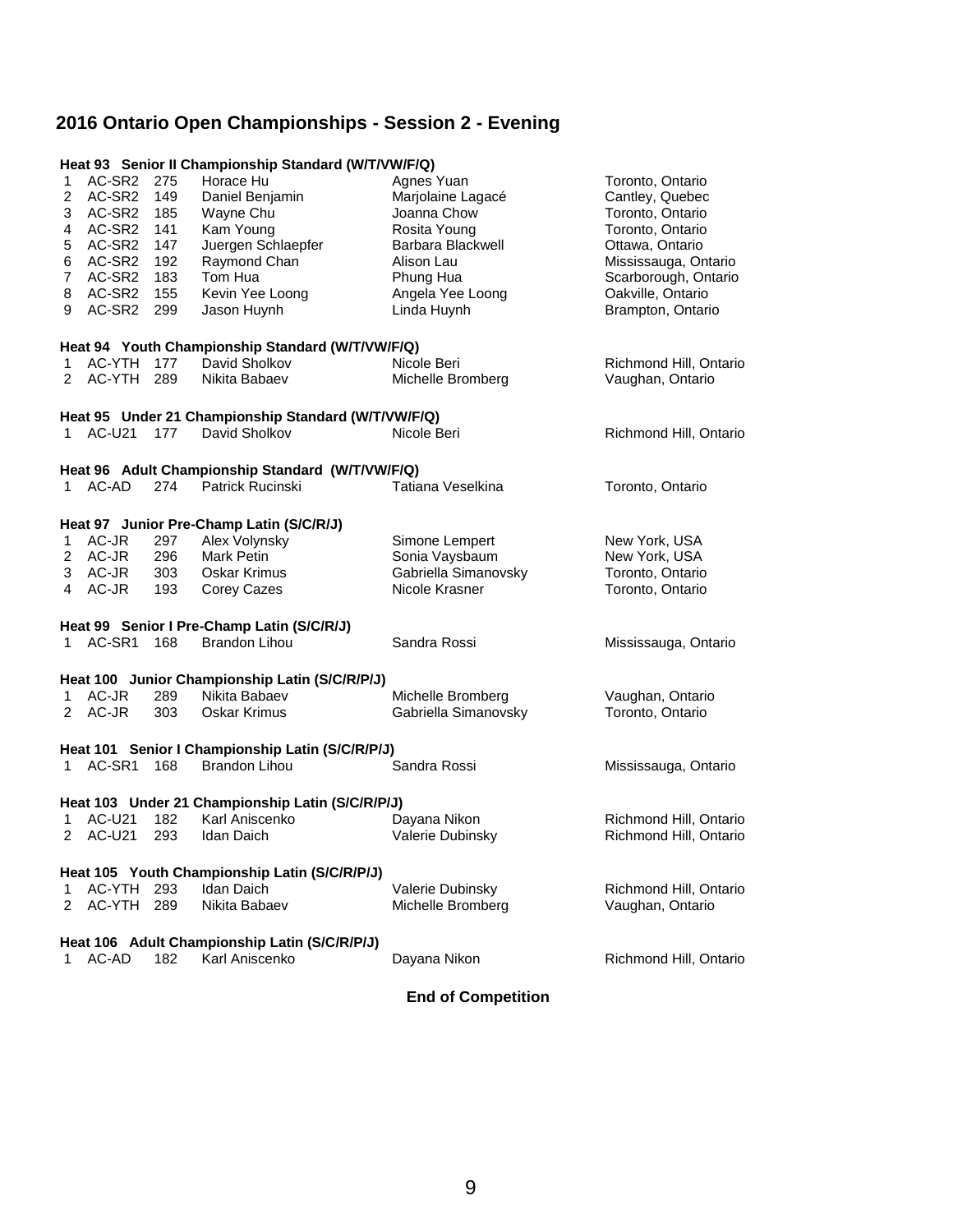# 2016 Ontario Open Championships - Session 2 - Evening

**Heat 93 Senior II Championship Standard (W/T/VW/F/Q)**

| | | | | | |
|---|---|---|---|---|---|
| 1 | AC-SR2 | 275 | Horace Hu | Agnes Yuan | Toronto, Ontario |
| 2 | AC-SR2 | 149 | Daniel Benjamin | Marjolaine Lagacé | Cantley, Quebec |
| 3 | AC-SR2 | 185 | Wayne Chu | Joanna Chow | Toronto, Ontario |
| 4 | AC-SR2 | 141 | Kam Young | Rosita Young | Toronto, Ontario |
| 5 | AC-SR2 | 147 | Juergen Schlaepfer | Barbara Blackwell | Ottawa, Ontario |
| 6 | AC-SR2 | 192 | Raymond Chan | Alison Lau | Mississauga, Ontario |
| 7 | AC-SR2 | 183 | Tom Hua | Phung Hua | Scarborough, Ontario |
| 8 | AC-SR2 | 155 | Kevin Yee Loong | Angela Yee Loong | Oakville, Ontario |
| 9 | AC-SR2 | 299 | Jason Huynh | Linda Huynh | Brampton, Ontario |

**Heat 94 Youth Championship Standard (W/T/VW/F/Q)**

| | | | | | |
|---|---|---|---|---|---|
| 1 | AC-YTH | 177 | David Sholkov | Nicole Beri | Richmond Hill, Ontario |
| 2 | AC-YTH | 289 | Nikita Babaev | Michelle Bromberg | Vaughan, Ontario |

**Heat 95 Under 21 Championship Standard (W/T/VW/F/Q)**

| | | | | | |
|---|---|---|---|---|---|
| 1 | AC-U21 | 177 | David Sholkov | Nicole Beri | Richmond Hill, Ontario |

**Heat 96 Adult Championship Standard (W/T/VW/F/Q)**

| | | | | | |
|---|---|---|---|---|---|
| 1 | AC-AD | 274 | Patrick Rucinski | Tatiana Veselkina | Toronto, Ontario |

**Heat 97 Junior Pre-Champ Latin (S/C/R/J)**

| | | | | | |
|---|---|---|---|---|---|
| 1 | AC-JR | 297 | Alex Volynsky | Simone Lempert | New York, USA |
| 2 | AC-JR | 296 | Mark Petin | Sonia Vaysbaum | New York, USA |
| 3 | AC-JR | 303 | Oskar Krimus | Gabriella Simanovsky | Toronto, Ontario |
| 4 | AC-JR | 193 | Corey Cazes | Nicole Krasner | Toronto, Ontario |

**Heat 99 Senior I Pre-Champ Latin (S/C/R/J)**

| | | | | | |
|---|---|---|---|---|---|
| 1 | AC-SR1 | 168 | Brandon Lihou | Sandra Rossi | Mississauga, Ontario |

**Heat 100 Junior Championship Latin (S/C/R/P/J)**

| | | | | | |
|---|---|---|---|---|---|
| 1 | AC-JR | 289 | Nikita Babaev | Michelle Bromberg | Vaughan, Ontario |
| 2 | AC-JR | 303 | Oskar Krimus | Gabriella Simanovsky | Toronto, Ontario |

**Heat 101 Senior I Championship Latin (S/C/R/P/J)**

| | | | | | |
|---|---|---|---|---|---|
| 1 | AC-SR1 | 168 | Brandon Lihou | Sandra Rossi | Mississauga, Ontario |

**Heat 103 Under 21 Championship Latin (S/C/R/P/J)**

| | | | | | |
|---|---|---|---|---|---|
| 1 | AC-U21 | 182 | Karl Aniscenko | Dayana Nikon | Richmond Hill, Ontario |
| 2 | AC-U21 | 293 | Idan Daich | Valerie Dubinsky | Richmond Hill, Ontario |

**Heat 105 Youth Championship Latin (S/C/R/P/J)**

| | | | | | |
|---|---|---|---|---|---|
| 1 | AC-YTH | 293 | Idan Daich | Valerie Dubinsky | Richmond Hill, Ontario |
| 2 | AC-YTH | 289 | Nikita Babaev | Michelle Bromberg | Vaughan, Ontario |

**Heat 106 Adult Championship Latin (S/C/R/P/J)**

| | | | | | |
|---|---|---|---|---|---|
| 1 | AC-AD | 182 | Karl Aniscenko | Dayana Nikon | Richmond Hill, Ontario |

**End of Competition**